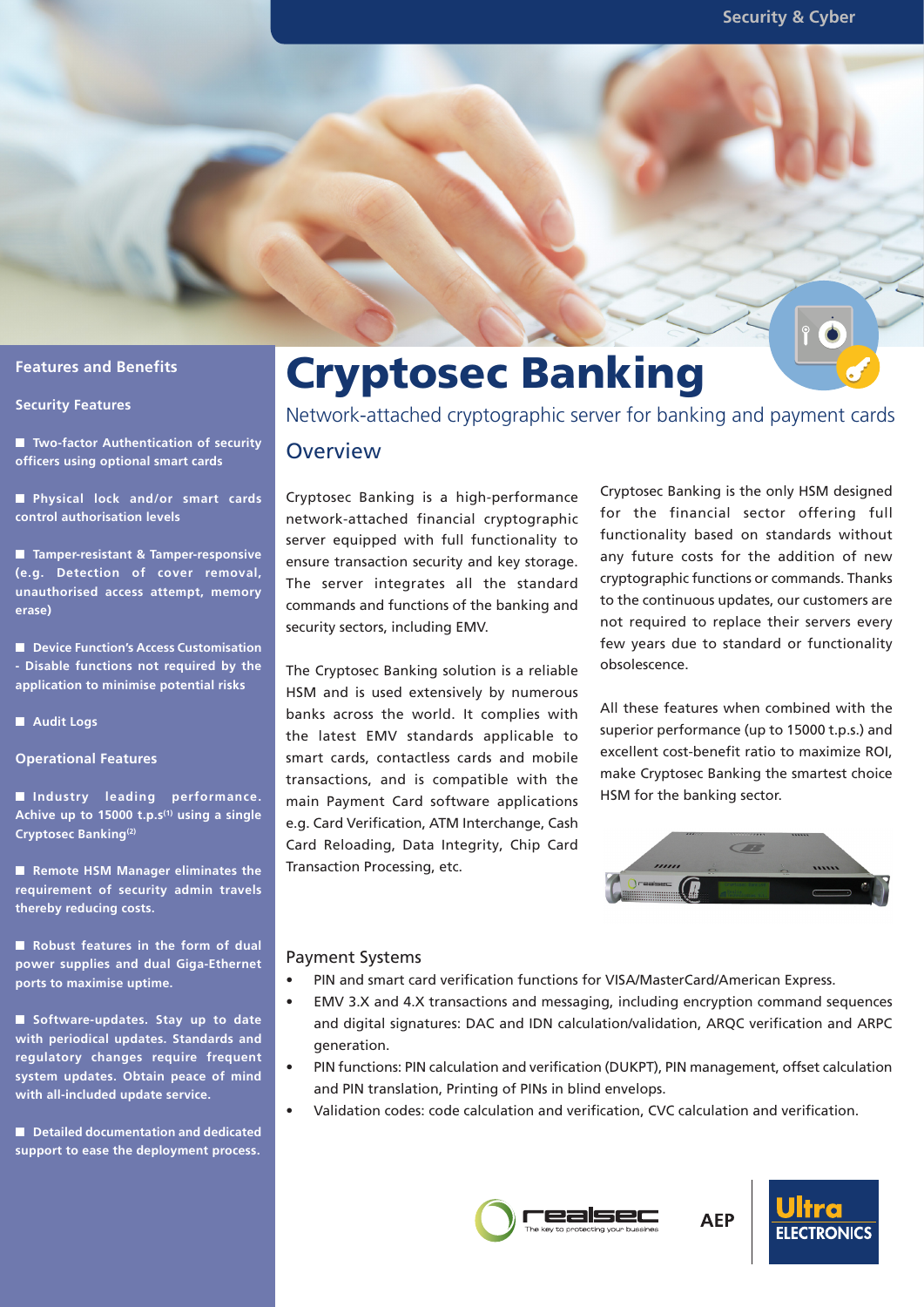Security & Cyber

# Cryptosec Banking

Network-attached cryptographic server for banking and payment cards

## Overview

Cryptosec Banking is a high-performance network-attached financial cryptographic server equipped with full functionality to ensure transaction security and key storage. The server integrates all the standard commands and functions of the banking and security sectors, including EMV.

The Cryptosec Banking solution is a reliable HSM and is used extensively by numerous banks across the world. It complies with the latest EMV standards applicable to smart cards, contactless cards and mobile transactions, and is compatible with the main Payment Card software applications e.g. Card Verification, ATM Interchange, Cash Card Reloading, Data Integrity, Chip Card Transaction Processing, etc.

Cryptosec Banking is the only HSM designed for the financial sector offering full functionality based on standards without any future costs for the addition of new cryptographic functions or commands. Thanks to the continuous updates, our customers are not required to replace their servers every few years due to standard or functionality obsolescence.

All these features when combined with the superior performance (up to 15000 t.p.s.) and excellent cost-benefit ratio to maximize ROI, make Cryptosec Banking the smartest choice HSM for the banking sector.

### Payment Systems

- PIN and smart card verification functions for VISA/MasterCard/American Express.
- EMV 3.X and 4.X transactions and messaging, including encryption command sequences and digital signatures: DAC and IDN calculation/validation, ARQC verification and ARPC generation.
- PIN functions: PIN calculation and verification (DUKPT), PIN management, offset calculation and PIN translation, Printing of PINs in blind envelops.
- Validation codes: code calculation and verification, CVC calculation and verification.

## Features and Benefits

### Security Features

- **Two-factor Authentication of security officers using optional smart cards**
- **Physical lock and/or smart cards control authorisation levels**
- **Tamper-resistant & Tamper-responsive (e.g. Detection of cover removal, unauthorised access attempt, memory erase)**
- **Device Function's Access Customisation - Disable functions not required by the application to minimise potential risks**
- **Audit Logs**

### Operational Features

- **Industry leading performance. Achive up to 15000 t.p.s[(1)] using a single Cryptosec Banking[(2)]**
- **Remote HSM Manager eliminates the requirement of security admin travels thereby reducing costs.**
- **Robust features in the form of dual power supplies and dual Giga-Ethernet ports to maximise uptime.**
- **Software-updates. Stay up to date with periodical updates. Standards and regulatory changes require frequent system updates. Obtain peace of mind with all-included update service.**
- **Detailed documentation and dedicated support to ease the deployment process.**

realsec — The key to protecting your business

AEP

Ultra ELECTRONICS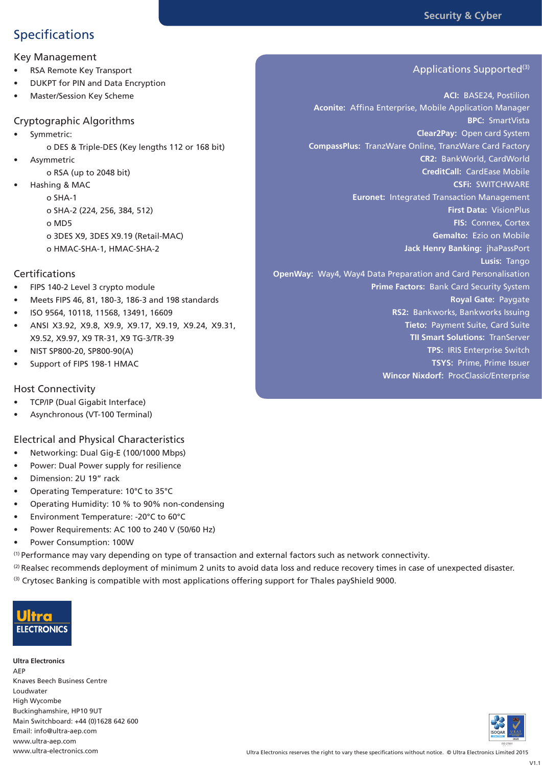## Specifications

### Key Management

- RSA Remote Key Transport
- DUKPT for PIN and Data Encryption
- Master/Session Key Scheme

### Cryptographic Algorithms

- Symmetric:
  - o DES & Triple-DES (Key lengths 112 or 168 bit)
- Asymmetric
  - o RSA (up to 2048 bit)
- Hashing & MAC
  - o SHA-1
  - o SHA-2 (224, 256, 384, 512)
  - o MD5
  - o 3DES X9, 3DES X9.19 (Retail-MAC)
  - o HMAC-SHA-1, HMAC-SHA-2

### Certifications

- FIPS 140-2 Level 3 crypto module
- Meets FIPS 46, 81, 180-3, 186-3 and 198 standards
- ISO 9564, 10118, 11568, 13491, 16609
- ANSI X3.92, X9.8, X9.9, X9.17, X9.19, X9.24, X9.31, X9.52, X9.97, X9 TR-31, X9 TG-3/TR-39
- NIST SP800-20, SP800-90(A)
- Support of FIPS 198-1 HMAC

### Host Connectivity

- TCP/IP (Dual Gigabit Interface)
- Asynchronous (VT-100 Terminal)

### Electrical and Physical Characteristics

- Networking: Dual Gig-E (100/1000 Mbps)
- Power: Dual Power supply for resilience
- Dimension: 2U 19” rack
- Operating Temperature: 10°C to 35°C
- Operating Humidity: 10 % to 90% non-condensing
- Environment Temperature: -20°C to 60°C
- Power Requirements: AC 100 to 240 V (50/60 Hz)
- Power Consumption: 100W

### Applications Supported[3]

**ACI:** BASE24, Postilion
**Aconite:** Affina Enterprise, Mobile Application Manager
**BPC:** SmartVista
**Clear2Pay:** Open card System
**CompassPlus:** TranzWare Online, TranzWare Card Factory
**CR2:** BankWorld, CardWorld
**CreditCall:** CardEase Mobile
**CSFi:** SWITCHWARE
**Euronet:** Integrated Transaction Management
**First Data:** VisionPlus
**FIS:** Connex, Cortex
**Gemalto:** Ezio on Mobile
**Jack Henry Banking:** jhaPassPort
**Lusis:** Tango
**OpenWay:** Way4, Way4 Data Preparation and Card Personalisation
**Prime Factors:** Bank Card Security System
**Royal Gate:** Paygate
**RS2:** Bankworks, Bankworks Issuing
**Tieto:** Payment Suite, Card Suite
**TII Smart Solutions:** TranServer
**TPS:** IRIS Enterprise Switch
**TSYS:** Prime, Prime Issuer
**Wincor Nixdorf:** ProcClassic/Enterprise

[1] Performance may vary depending on type of transaction and external factors such as network connectivity.
[2] Realsec recommends deployment of minimum 2 units to avoid data loss and reduce recovery times in case of unexpected disaster.
[3] Crytosec Banking is compatible with most applications offering support for Thales payShield 9000.

Ultra ELECTRONICS

**Ultra Electronics**
AEP
Knaves Beech Business Centre
Loudwater
High Wycombe
Buckinghamshire, HP10 9UT
Main Switchboard: +44 (0)1628 642 600
Email: info@ultra-aep.com
www.ultra-aep.com
www.ultra-electronics.com

Ultra Electronics reserves the right to vary these specifications without notice. © Ultra Electronics Limited 2015

V1.1